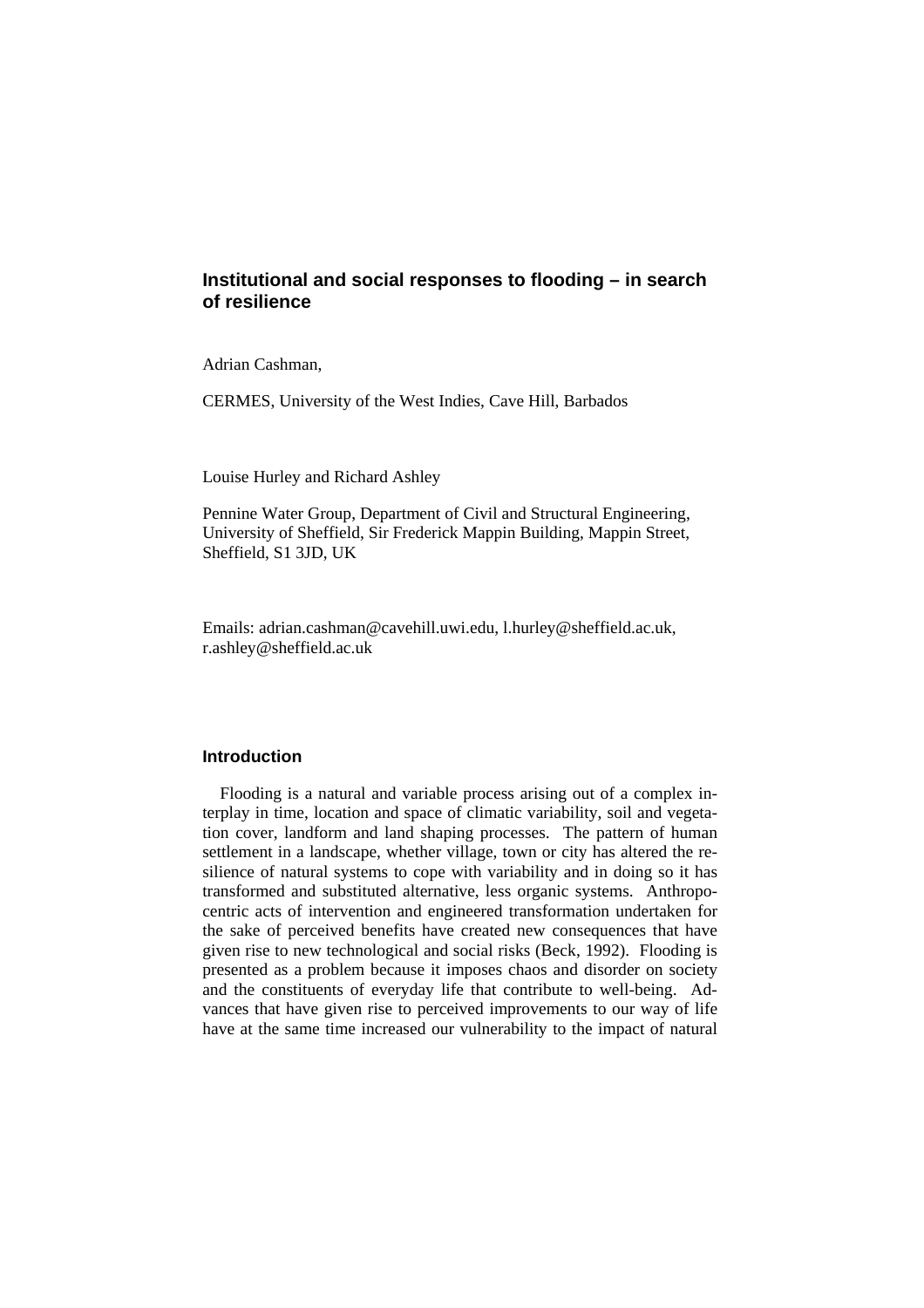# Institutional and social responses to flooding – in search of resilience

Adrian Cashman,

CERMES, University of the West Indies, Cave Hill, Barbados

Louise Hurley and Richard Ashley

Pennine Water Group, Department of Civil and Structural Engineering, University of Sheffield, Sir Frederick Mappin Building, Mappin Street, Sheffield, S1 3JD, UK

Emails: adrian.cashman@cavehill.uwi.edu, l.hurley@sheffield.ac.uk, r.ashley@sheffield.ac.uk

## Introduction

Flooding is a natural and variable process arising out of a complex interplay in time, location and space of climatic variability, soil and vegetation cover, landform and land shaping processes. The pattern of human settlement in a landscape, whether village, town or city has altered the resilience of natural systems to cope with variability and in doing so it has transformed and substituted alternative, less organic systems. Anthropocentric acts of intervention and engineered transformation undertaken for the sake of perceived benefits have created new consequences that have given rise to new technological and social risks (Beck, 1992). Flooding is presented as a problem because it imposes chaos and disorder on society and the constituents of everyday life that contribute to well-being. Advances that have given rise to perceived improvements to our way of life have at the same time increased our vulnerability to the impact of natural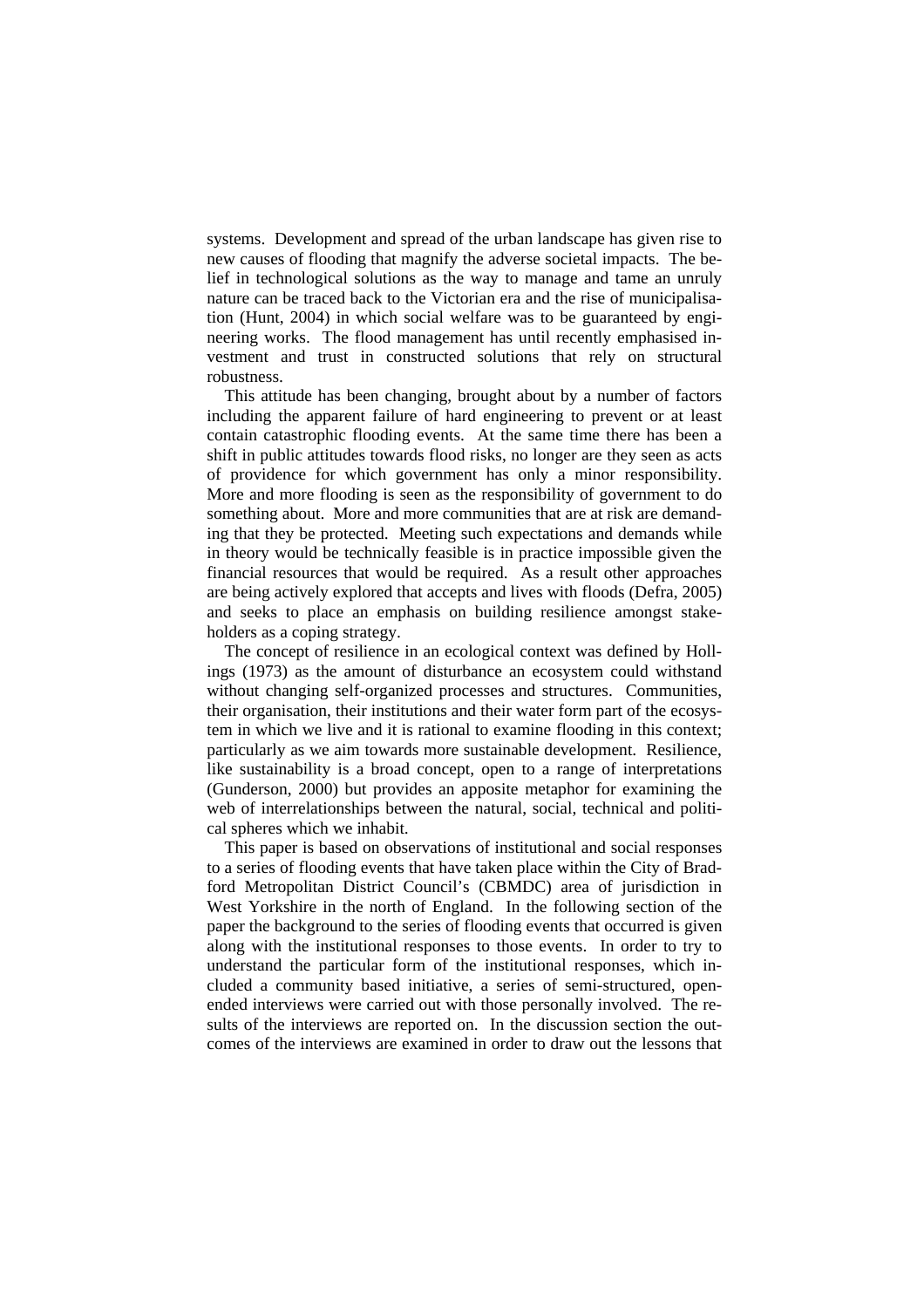systems. Development and spread of the urban landscape has given rise to new causes of flooding that magnify the adverse societal impacts. The belief in technological solutions as the way to manage and tame an unruly nature can be traced back to the Victorian era and the rise of municipalisation (Hunt, 2004) in which social welfare was to be guaranteed by engineering works. The flood management has until recently emphasised investment and trust in constructed solutions that rely on structural robustness.

This attitude has been changing, brought about by a number of factors including the apparent failure of hard engineering to prevent or at least contain catastrophic flooding events. At the same time there has been a shift in public attitudes towards flood risks, no longer are they seen as acts of providence for which government has only a minor responsibility. More and more flooding is seen as the responsibility of government to do something about. More and more communities that are at risk are demanding that they be protected. Meeting such expectations and demands while in theory would be technically feasible is in practice impossible given the financial resources that would be required. As a result other approaches are being actively explored that accepts and lives with floods (Defra, 2005) and seeks to place an emphasis on building resilience amongst stakeholders as a coping strategy.

The concept of resilience in an ecological context was defined by Hollings (1973) as the amount of disturbance an ecosystem could withstand without changing self-organized processes and structures. Communities, their organisation, their institutions and their water form part of the ecosystem in which we live and it is rational to examine flooding in this context; particularly as we aim towards more sustainable development. Resilience, like sustainability is a broad concept, open to a range of interpretations (Gunderson, 2000) but provides an apposite metaphor for examining the web of interrelationships between the natural, social, technical and political spheres which we inhabit.

This paper is based on observations of institutional and social responses to a series of flooding events that have taken place within the City of Bradford Metropolitan District Council's (CBMDC) area of jurisdiction in West Yorkshire in the north of England. In the following section of the paper the background to the series of flooding events that occurred is given along with the institutional responses to those events. In order to try to understand the particular form of the institutional responses, which included a community based initiative, a series of semi-structured, open-ended interviews were carried out with those personally involved. The results of the interviews are reported on. In the discussion section the outcomes of the interviews are examined in order to draw out the lessons that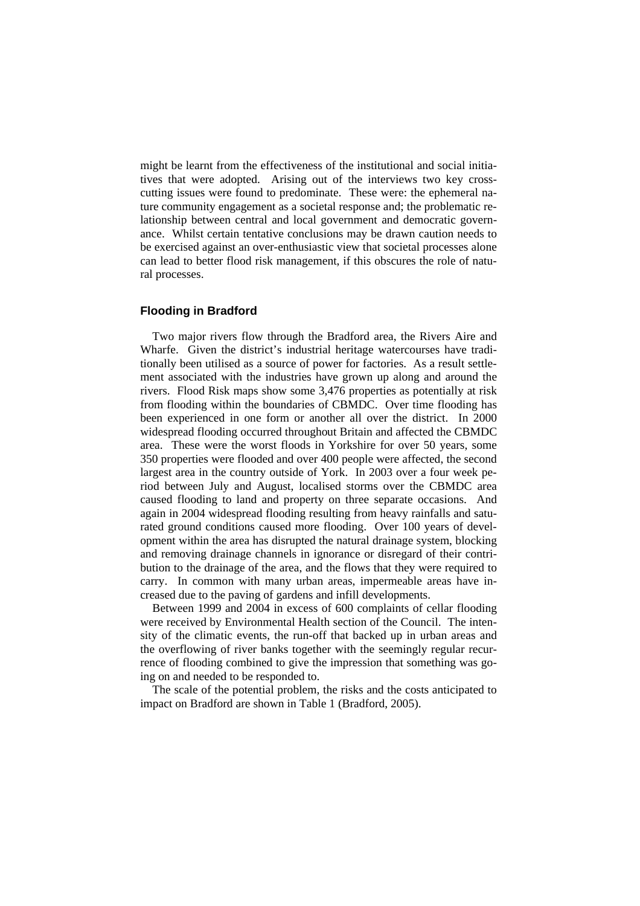might be learnt from the effectiveness of the institutional and social initiatives that were adopted. Arising out of the interviews two key cross-cutting issues were found to predominate. These were: the ephemeral nature community engagement as a societal response and; the problematic relationship between central and local government and democratic governance. Whilst certain tentative conclusions may be drawn caution needs to be exercised against an over-enthusiastic view that societal processes alone can lead to better flood risk management, if this obscures the role of natural processes.

## Flooding in Bradford

Two major rivers flow through the Bradford area, the Rivers Aire and Wharfe. Given the district's industrial heritage watercourses have traditionally been utilised as a source of power for factories. As a result settlement associated with the industries have grown up along and around the rivers. Flood Risk maps show some 3,476 properties as potentially at risk from flooding within the boundaries of CBMDC. Over time flooding has been experienced in one form or another all over the district. In 2000 widespread flooding occurred throughout Britain and affected the CBMDC area. These were the worst floods in Yorkshire for over 50 years, some 350 properties were flooded and over 400 people were affected, the second largest area in the country outside of York. In 2003 over a four week period between July and August, localised storms over the CBMDC area caused flooding to land and property on three separate occasions. And again in 2004 widespread flooding resulting from heavy rainfalls and saturated ground conditions caused more flooding. Over 100 years of development within the area has disrupted the natural drainage system, blocking and removing drainage channels in ignorance or disregard of their contribution to the drainage of the area, and the flows that they were required to carry. In common with many urban areas, impermeable areas have increased due to the paving of gardens and infill developments.

Between 1999 and 2004 in excess of 600 complaints of cellar flooding were received by Environmental Health section of the Council. The intensity of the climatic events, the run-off that backed up in urban areas and the overflowing of river banks together with the seemingly regular recurrence of flooding combined to give the impression that something was going on and needed to be responded to.

The scale of the potential problem, the risks and the costs anticipated to impact on Bradford are shown in Table 1 (Bradford, 2005).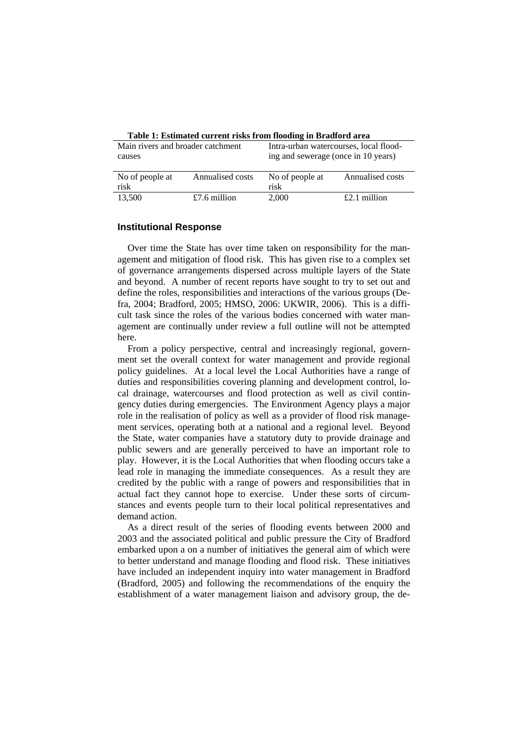**Table 1: Estimated current risks from flooding in Bradford area**

| Main rivers and broader catchment causes | | Intra-urban watercourses, local flooding and sewerage (once in 10 years) | |
|---|---|---|---|
| No of people at risk | Annualised costs | No of people at risk | Annualised costs |
| 13,500 | £7.6 million | 2,000 | £2.1 million |

## Institutional Response

Over time the State has over time taken on responsibility for the management and mitigation of flood risk. This has given rise to a complex set of governance arrangements dispersed across multiple layers of the State and beyond. A number of recent reports have sought to try to set out and define the roles, responsibilities and interactions of the various groups (Defra, 2004; Bradford, 2005; HMSO, 2006: UKWIR, 2006). This is a difficult task since the roles of the various bodies concerned with water management are continually under review a full outline will not be attempted here.

From a policy perspective, central and increasingly regional, government set the overall context for water management and provide regional policy guidelines. At a local level the Local Authorities have a range of duties and responsibilities covering planning and development control, local drainage, watercourses and flood protection as well as civil contingency duties during emergencies. The Environment Agency plays a major role in the realisation of policy as well as a provider of flood risk management services, operating both at a national and a regional level. Beyond the State, water companies have a statutory duty to provide drainage and public sewers and are generally perceived to have an important role to play. However, it is the Local Authorities that when flooding occurs take a lead role in managing the immediate consequences. As a result they are credited by the public with a range of powers and responsibilities that in actual fact they cannot hope to exercise. Under these sorts of circumstances and events people turn to their local political representatives and demand action.

As a direct result of the series of flooding events between 2000 and 2003 and the associated political and public pressure the City of Bradford embarked upon a on a number of initiatives the general aim of which were to better understand and manage flooding and flood risk. These initiatives have included an independent inquiry into water management in Bradford (Bradford, 2005) and following the recommendations of the enquiry the establishment of a water management liaison and advisory group, the de-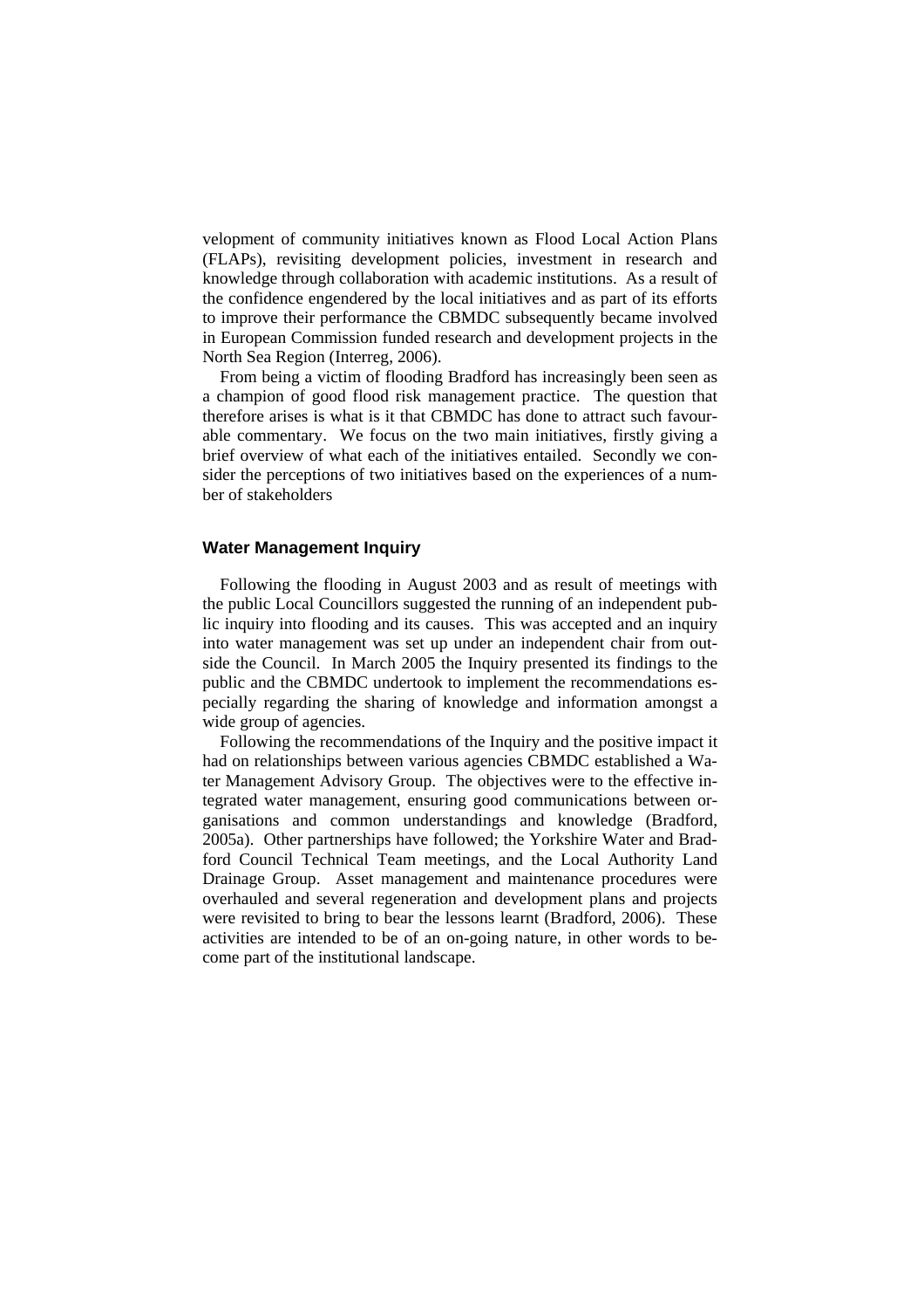velopment of community initiatives known as Flood Local Action Plans (FLAPs), revisiting development policies, investment in research and knowledge through collaboration with academic institutions. As a result of the confidence engendered by the local initiatives and as part of its efforts to improve their performance the CBMDC subsequently became involved in European Commission funded research and development projects in the North Sea Region (Interreg, 2006).

From being a victim of flooding Bradford has increasingly been seen as a champion of good flood risk management practice. The question that therefore arises is what is it that CBMDC has done to attract such favourable commentary. We focus on the two main initiatives, firstly giving a brief overview of what each of the initiatives entailed. Secondly we consider the perceptions of two initiatives based on the experiences of a number of stakeholders

## Water Management Inquiry

Following the flooding in August 2003 and as result of meetings with the public Local Councillors suggested the running of an independent public inquiry into flooding and its causes. This was accepted and an inquiry into water management was set up under an independent chair from outside the Council. In March 2005 the Inquiry presented its findings to the public and the CBMDC undertook to implement the recommendations especially regarding the sharing of knowledge and information amongst a wide group of agencies.

Following the recommendations of the Inquiry and the positive impact it had on relationships between various agencies CBMDC established a Water Management Advisory Group. The objectives were to the effective integrated water management, ensuring good communications between organisations and common understandings and knowledge (Bradford, 2005a). Other partnerships have followed; the Yorkshire Water and Bradford Council Technical Team meetings, and the Local Authority Land Drainage Group. Asset management and maintenance procedures were overhauled and several regeneration and development plans and projects were revisited to bring to bear the lessons learnt (Bradford, 2006). These activities are intended to be of an on-going nature, in other words to become part of the institutional landscape.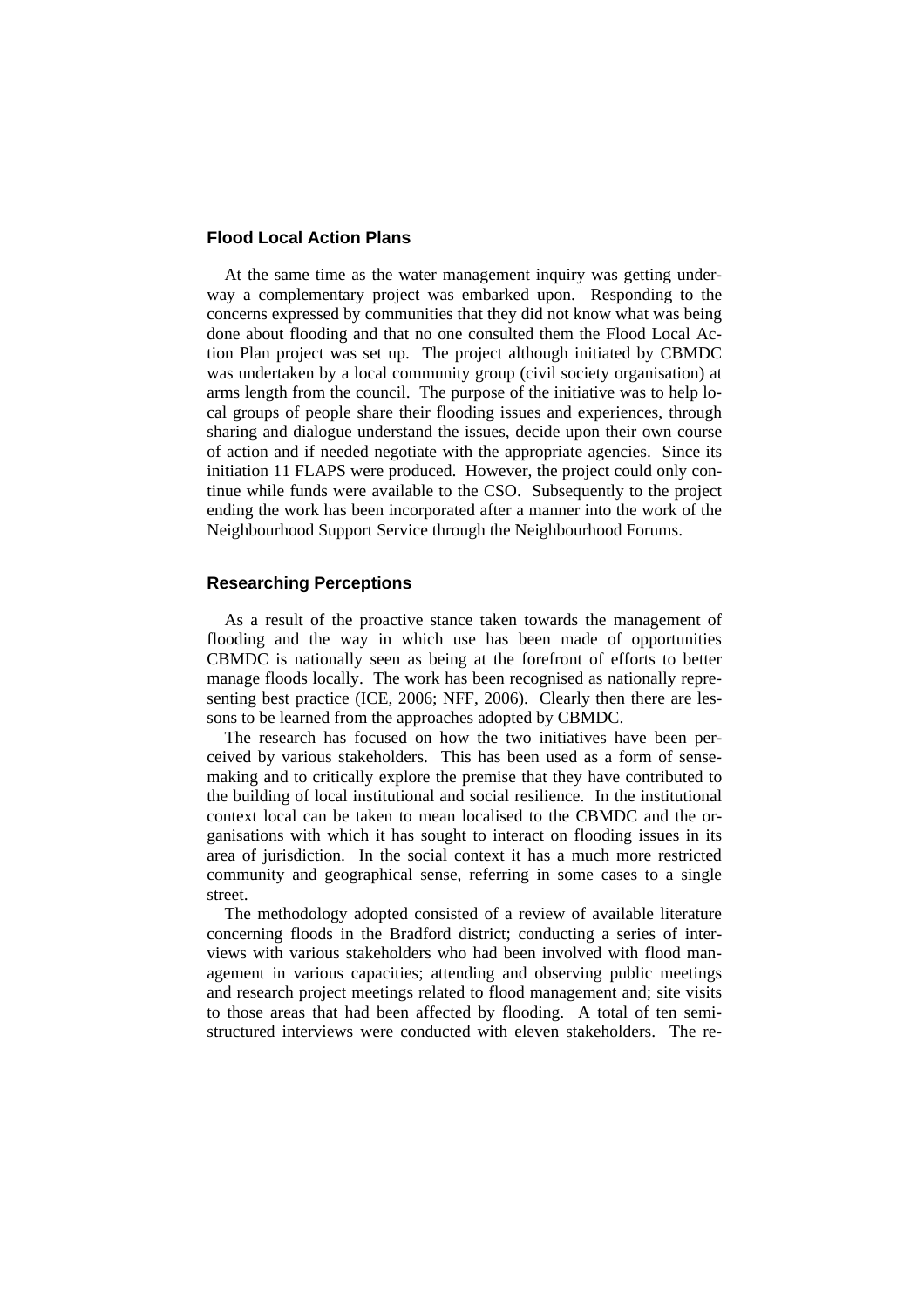## Flood Local Action Plans

At the same time as the water management inquiry was getting underway a complementary project was embarked upon. Responding to the concerns expressed by communities that they did not know what was being done about flooding and that no one consulted them the Flood Local Action Plan project was set up. The project although initiated by CBMDC was undertaken by a local community group (civil society organisation) at arms length from the council. The purpose of the initiative was to help local groups of people share their flooding issues and experiences, through sharing and dialogue understand the issues, decide upon their own course of action and if needed negotiate with the appropriate agencies. Since its initiation 11 FLAPS were produced. However, the project could only continue while funds were available to the CSO. Subsequently to the project ending the work has been incorporated after a manner into the work of the Neighbourhood Support Service through the Neighbourhood Forums.

## Researching Perceptions

As a result of the proactive stance taken towards the management of flooding and the way in which use has been made of opportunities CBMDC is nationally seen as being at the forefront of efforts to better manage floods locally. The work has been recognised as nationally representing best practice (ICE, 2006; NFF, 2006). Clearly then there are lessons to be learned from the approaches adopted by CBMDC.

The research has focused on how the two initiatives have been perceived by various stakeholders. This has been used as a form of sense-making and to critically explore the premise that they have contributed to the building of local institutional and social resilience. In the institutional context local can be taken to mean localised to the CBMDC and the organisations with which it has sought to interact on flooding issues in its area of jurisdiction. In the social context it has a much more restricted community and geographical sense, referring in some cases to a single street.

The methodology adopted consisted of a review of available literature concerning floods in the Bradford district; conducting a series of interviews with various stakeholders who had been involved with flood management in various capacities; attending and observing public meetings and research project meetings related to flood management and; site visits to those areas that had been affected by flooding. A total of ten semi-structured interviews were conducted with eleven stakeholders. The re-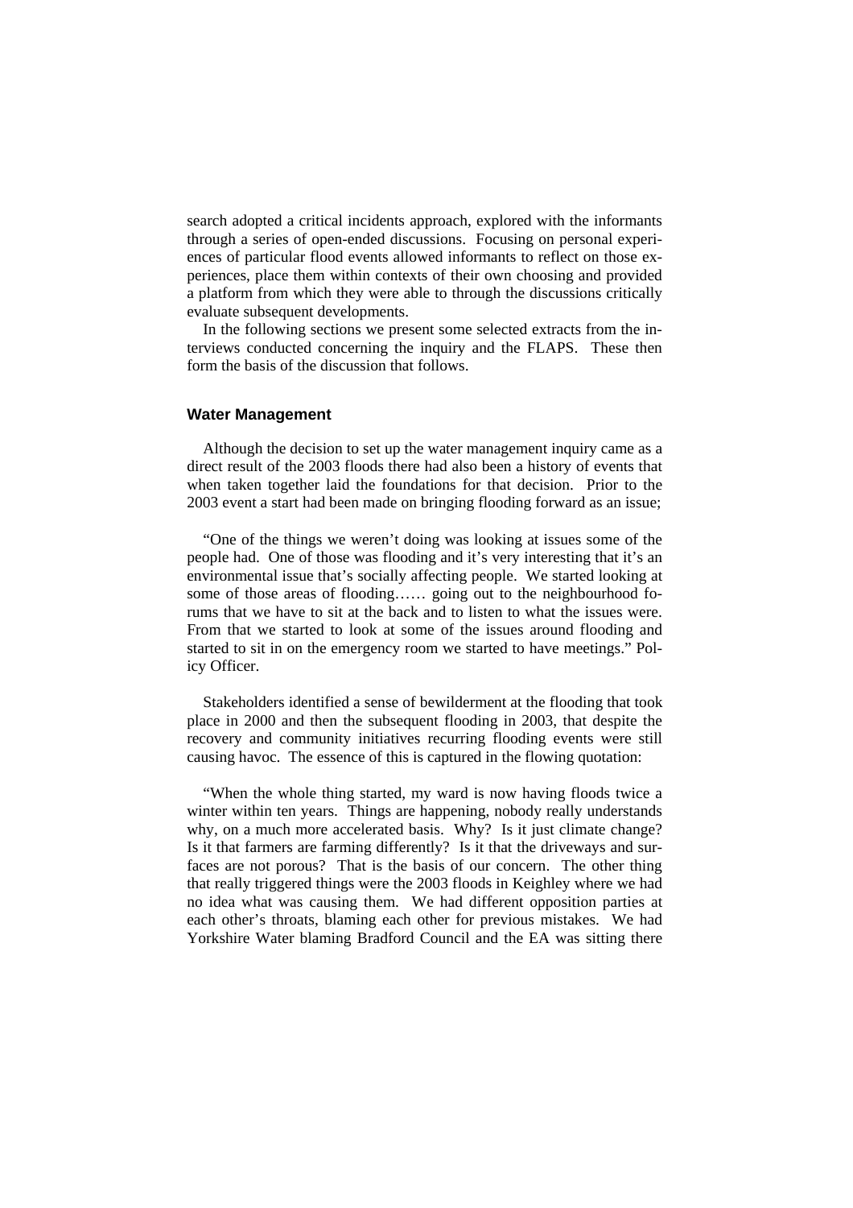search adopted a critical incidents approach, explored with the informants through a series of open-ended discussions. Focusing on personal experiences of particular flood events allowed informants to reflect on those experiences, place them within contexts of their own choosing and provided a platform from which they were able to through the discussions critically evaluate subsequent developments.

In the following sections we present some selected extracts from the interviews conducted concerning the inquiry and the FLAPS. These then form the basis of the discussion that follows.

### Water Management

Although the decision to set up the water management inquiry came as a direct result of the 2003 floods there had also been a history of events that when taken together laid the foundations for that decision. Prior to the 2003 event a start had been made on bringing flooding forward as an issue;

"One of the things we weren't doing was looking at issues some of the people had. One of those was flooding and it's very interesting that it's an environmental issue that's socially affecting people. We started looking at some of those areas of flooding…… going out to the neighbourhood forums that we have to sit at the back and to listen to what the issues were. From that we started to look at some of the issues around flooding and started to sit in on the emergency room we started to have meetings." Policy Officer.

Stakeholders identified a sense of bewilderment at the flooding that took place in 2000 and then the subsequent flooding in 2003, that despite the recovery and community initiatives recurring flooding events were still causing havoc. The essence of this is captured in the flowing quotation:

"When the whole thing started, my ward is now having floods twice a winter within ten years. Things are happening, nobody really understands why, on a much more accelerated basis. Why? Is it just climate change? Is it that farmers are farming differently? Is it that the driveways and surfaces are not porous? That is the basis of our concern. The other thing that really triggered things were the 2003 floods in Keighley where we had no idea what was causing them. We had different opposition parties at each other's throats, blaming each other for previous mistakes. We had Yorkshire Water blaming Bradford Council and the EA was sitting there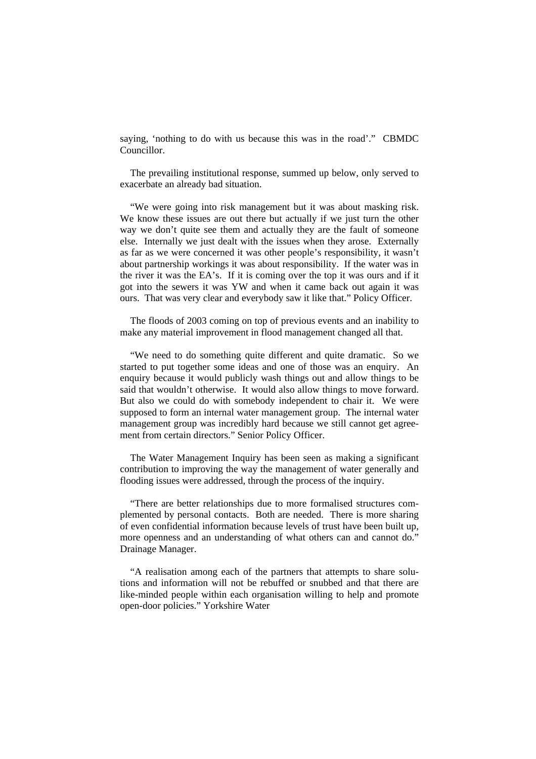saying, 'nothing to do with us because this was in the road'." CBMDC Councillor.

The prevailing institutional response, summed up below, only served to exacerbate an already bad situation.

"We were going into risk management but it was about masking risk. We know these issues are out there but actually if we just turn the other way we don't quite see them and actually they are the fault of someone else. Internally we just dealt with the issues when they arose. Externally as far as we were concerned it was other people's responsibility, it wasn't about partnership workings it was about responsibility. If the water was in the river it was the EA's. If it is coming over the top it was ours and if it got into the sewers it was YW and when it came back out again it was ours. That was very clear and everybody saw it like that." Policy Officer.

The floods of 2003 coming on top of previous events and an inability to make any material improvement in flood management changed all that.

"We need to do something quite different and quite dramatic. So we started to put together some ideas and one of those was an enquiry. An enquiry because it would publicly wash things out and allow things to be said that wouldn't otherwise. It would also allow things to move forward. But also we could do with somebody independent to chair it. We were supposed to form an internal water management group. The internal water management group was incredibly hard because we still cannot get agreement from certain directors." Senior Policy Officer.

The Water Management Inquiry has been seen as making a significant contribution to improving the way the management of water generally and flooding issues were addressed, through the process of the inquiry.

"There are better relationships due to more formalised structures complemented by personal contacts. Both are needed. There is more sharing of even confidential information because levels of trust have been built up, more openness and an understanding of what others can and cannot do." Drainage Manager.

"A realisation among each of the partners that attempts to share solutions and information will not be rebuffed or snubbed and that there are like-minded people within each organisation willing to help and promote open-door policies." Yorkshire Water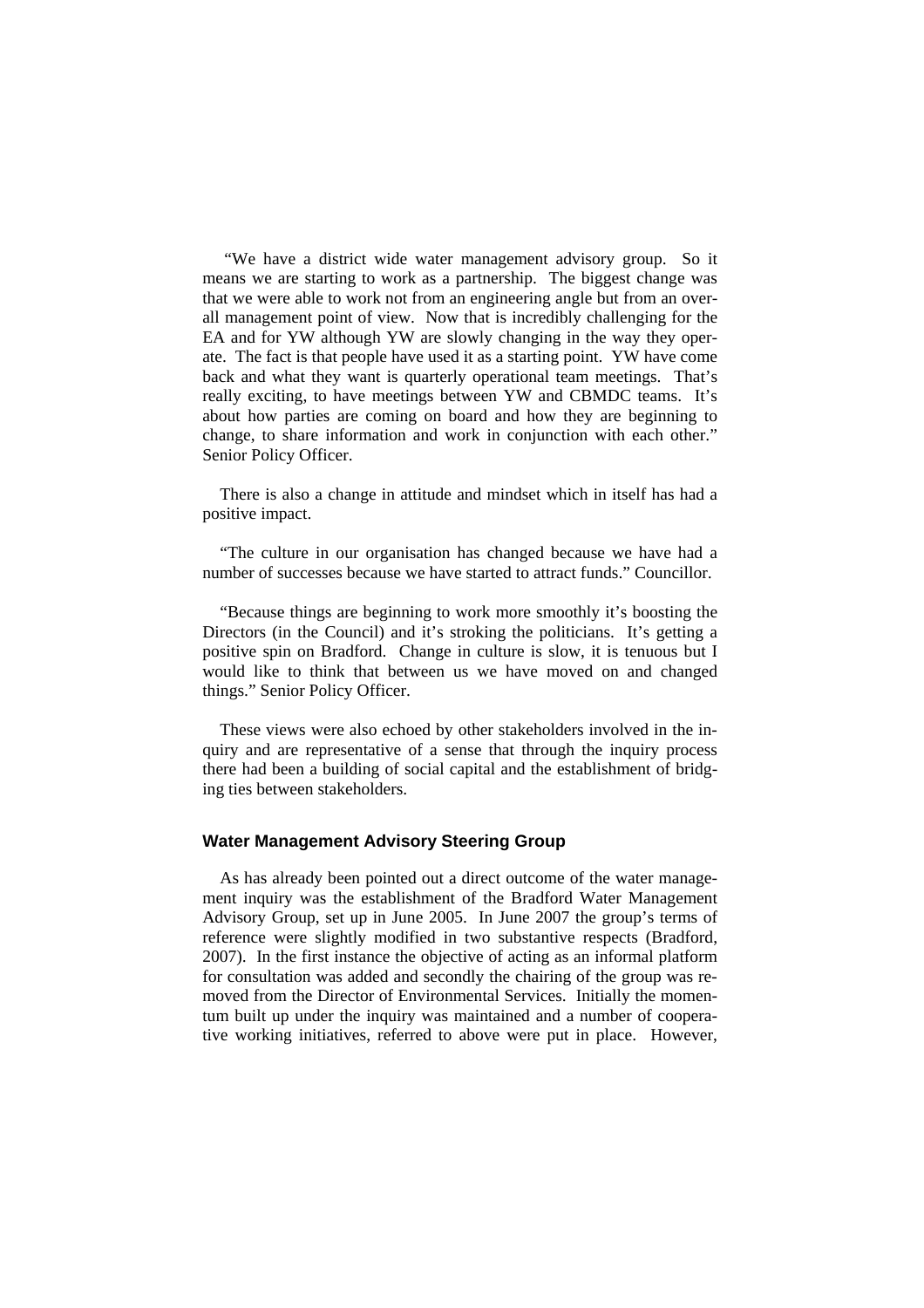"We have a district wide water management advisory group. So it means we are starting to work as a partnership. The biggest change was that we were able to work not from an engineering angle but from an overall management point of view. Now that is incredibly challenging for the EA and for YW although YW are slowly changing in the way they operate. The fact is that people have used it as a starting point. YW have come back and what they want is quarterly operational team meetings. That's really exciting, to have meetings between YW and CBMDC teams. It's about how parties are coming on board and how they are beginning to change, to share information and work in conjunction with each other." Senior Policy Officer.

There is also a change in attitude and mindset which in itself has had a positive impact.

"The culture in our organisation has changed because we have had a number of successes because we have started to attract funds." Councillor.

"Because things are beginning to work more smoothly it's boosting the Directors (in the Council) and it's stroking the politicians. It's getting a positive spin on Bradford. Change in culture is slow, it is tenuous but I would like to think that between us we have moved on and changed things." Senior Policy Officer.

These views were also echoed by other stakeholders involved in the inquiry and are representative of a sense that through the inquiry process there had been a building of social capital and the establishment of bridging ties between stakeholders.

### Water Management Advisory Steering Group

As has already been pointed out a direct outcome of the water management inquiry was the establishment of the Bradford Water Management Advisory Group, set up in June 2005. In June 2007 the group's terms of reference were slightly modified in two substantive respects (Bradford, 2007). In the first instance the objective of acting as an informal platform for consultation was added and secondly the chairing of the group was removed from the Director of Environmental Services. Initially the momentum built up under the inquiry was maintained and a number of cooperative working initiatives, referred to above were put in place. However,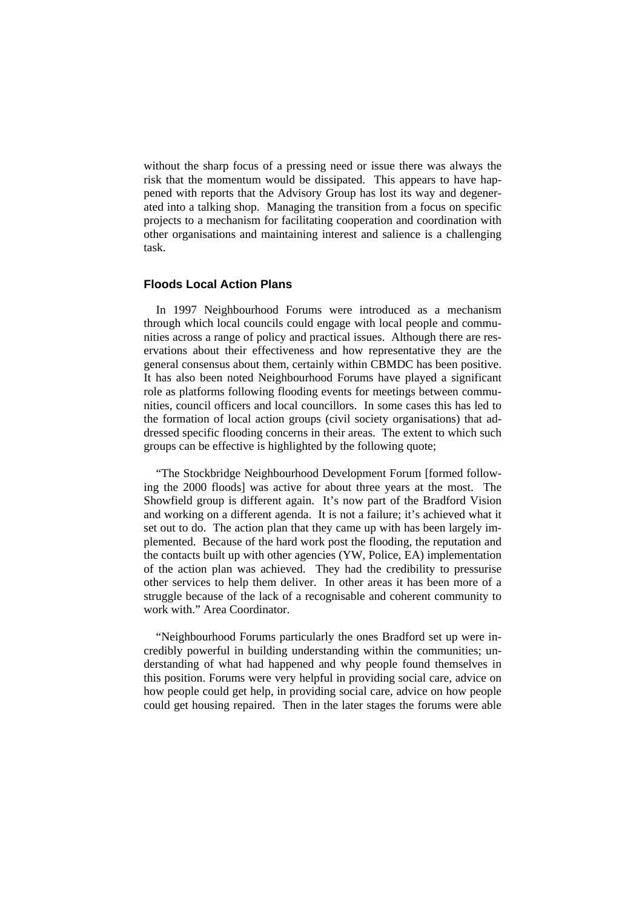without the sharp focus of a pressing need or issue there was always the risk that the momentum would be dissipated. This appears to have happened with reports that the Advisory Group has lost its way and degenerated into a talking shop. Managing the transition from a focus on specific projects to a mechanism for facilitating cooperation and coordination with other organisations and maintaining interest and salience is a challenging task.

### Floods Local Action Plans

In 1997 Neighbourhood Forums were introduced as a mechanism through which local councils could engage with local people and communities across a range of policy and practical issues. Although there are reservations about their effectiveness and how representative they are the general consensus about them, certainly within CBMDC has been positive. It has also been noted Neighbourhood Forums have played a significant role as platforms following flooding events for meetings between communities, council officers and local councillors. In some cases this has led to the formation of local action groups (civil society organisations) that addressed specific flooding concerns in their areas. The extent to which such groups can be effective is highlighted by the following quote;

"The Stockbridge Neighbourhood Development Forum [formed following the 2000 floods] was active for about three years at the most. The Showfield group is different again. It's now part of the Bradford Vision and working on a different agenda. It is not a failure; it's achieved what it set out to do. The action plan that they came up with has been largely implemented. Because of the hard work post the flooding, the reputation and the contacts built up with other agencies (YW, Police, EA) implementation of the action plan was achieved. They had the credibility to pressurise other services to help them deliver. In other areas it has been more of a struggle because of the lack of a recognisable and coherent community to work with." Area Coordinator.

"Neighbourhood Forums particularly the ones Bradford set up were incredibly powerful in building understanding within the communities; understanding of what had happened and why people found themselves in this position. Forums were very helpful in providing social care, advice on how people could get help, in providing social care, advice on how people could get housing repaired. Then in the later stages the forums were able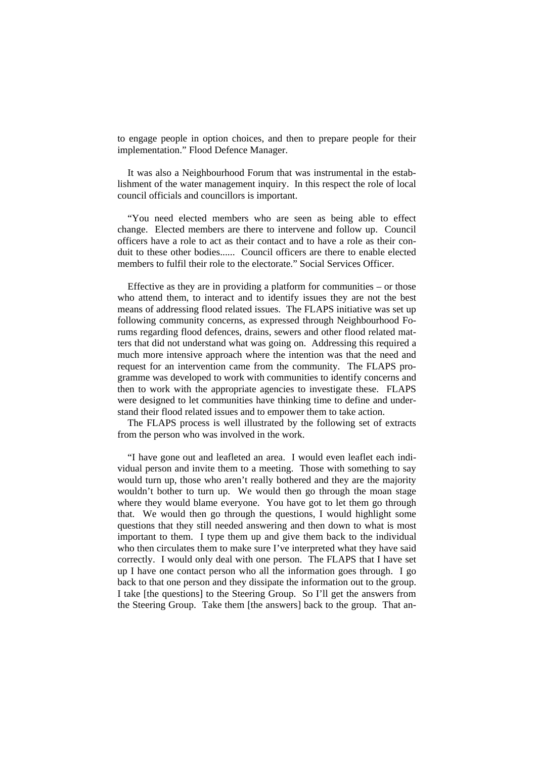to engage people in option choices, and then to prepare people for their implementation." Flood Defence Manager.

It was also a Neighbourhood Forum that was instrumental in the establishment of the water management inquiry. In this respect the role of local council officials and councillors is important.

"You need elected members who are seen as being able to effect change. Elected members are there to intervene and follow up. Council officers have a role to act as their contact and to have a role as their conduit to these other bodies...... Council officers are there to enable elected members to fulfil their role to the electorate." Social Services Officer.

Effective as they are in providing a platform for communities – or those who attend them, to interact and to identify issues they are not the best means of addressing flood related issues. The FLAPS initiative was set up following community concerns, as expressed through Neighbourhood Forums regarding flood defences, drains, sewers and other flood related matters that did not understand what was going on. Addressing this required a much more intensive approach where the intention was that the need and request for an intervention came from the community. The FLAPS programme was developed to work with communities to identify concerns and then to work with the appropriate agencies to investigate these. FLAPS were designed to let communities have thinking time to define and understand their flood related issues and to empower them to take action.

The FLAPS process is well illustrated by the following set of extracts from the person who was involved in the work.

"I have gone out and leafleted an area. I would even leaflet each individual person and invite them to a meeting. Those with something to say would turn up, those who aren't really bothered and they are the majority wouldn't bother to turn up. We would then go through the moan stage where they would blame everyone. You have got to let them go through that. We would then go through the questions, I would highlight some questions that they still needed answering and then down to what is most important to them. I type them up and give them back to the individual who then circulates them to make sure I've interpreted what they have said correctly. I would only deal with one person. The FLAPS that I have set up I have one contact person who all the information goes through. I go back to that one person and they dissipate the information out to the group. I take [the questions] to the Steering Group. So I'll get the answers from the Steering Group. Take them [the answers] back to the group. That an-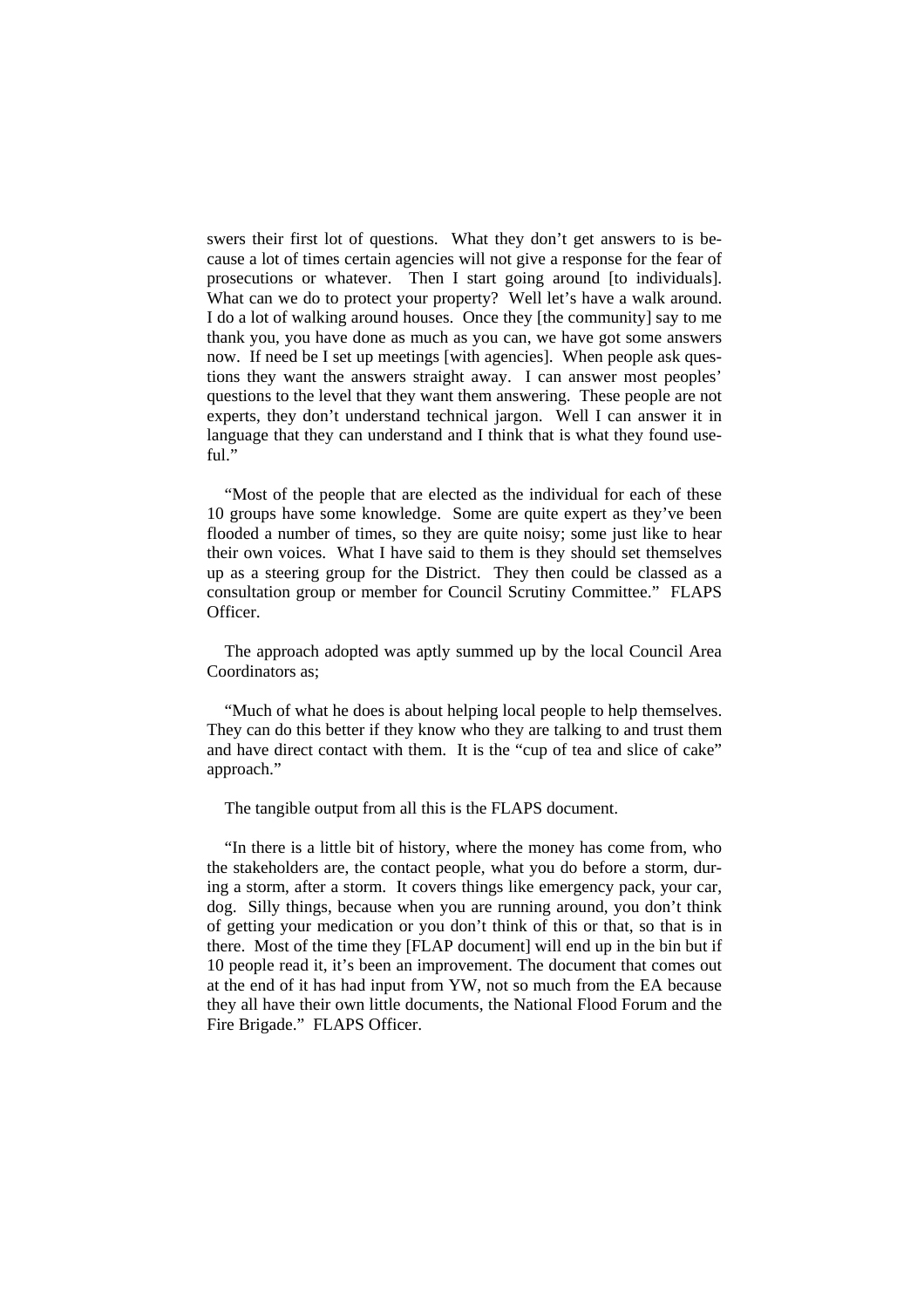swers their first lot of questions. What they don't get answers to is because a lot of times certain agencies will not give a response for the fear of prosecutions or whatever. Then I start going around [to individuals]. What can we do to protect your property? Well let's have a walk around. I do a lot of walking around houses. Once they [the community] say to me thank you, you have done as much as you can, we have got some answers now. If need be I set up meetings [with agencies]. When people ask questions they want the answers straight away. I can answer most peoples' questions to the level that they want them answering. These people are not experts, they don't understand technical jargon. Well I can answer it in language that they can understand and I think that is what they found useful."

"Most of the people that are elected as the individual for each of these 10 groups have some knowledge. Some are quite expert as they've been flooded a number of times, so they are quite noisy; some just like to hear their own voices. What I have said to them is they should set themselves up as a steering group for the District. They then could be classed as a consultation group or member for Council Scrutiny Committee." FLAPS Officer.

The approach adopted was aptly summed up by the local Council Area Coordinators as;

"Much of what he does is about helping local people to help themselves. They can do this better if they know who they are talking to and trust them and have direct contact with them. It is the "cup of tea and slice of cake" approach."

The tangible output from all this is the FLAPS document.

"In there is a little bit of history, where the money has come from, who the stakeholders are, the contact people, what you do before a storm, during a storm, after a storm. It covers things like emergency pack, your car, dog. Silly things, because when you are running around, you don't think of getting your medication or you don't think of this or that, so that is in there. Most of the time they [FLAP document] will end up in the bin but if 10 people read it, it's been an improvement. The document that comes out at the end of it has had input from YW, not so much from the EA because they all have their own little documents, the National Flood Forum and the Fire Brigade." FLAPS Officer.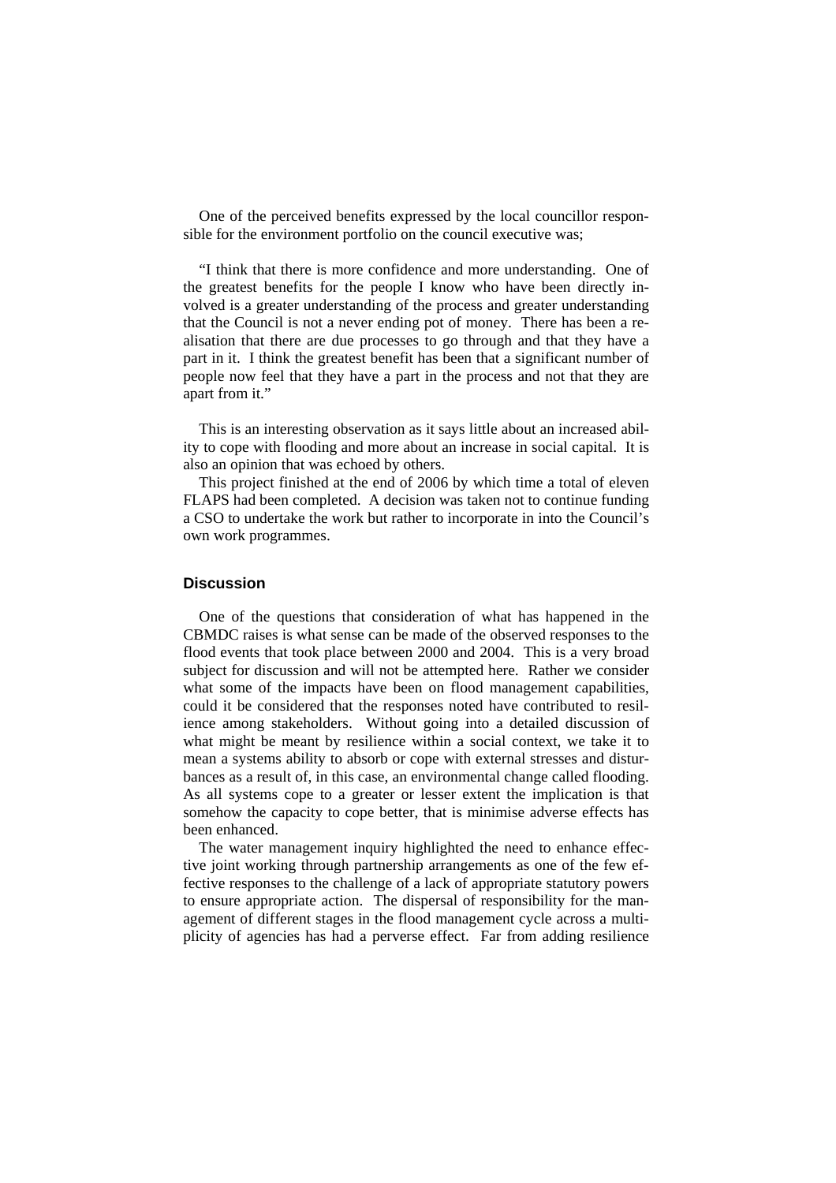One of the perceived benefits expressed by the local councillor responsible for the environment portfolio on the council executive was;

"I think that there is more confidence and more understanding. One of the greatest benefits for the people I know who have been directly involved is a greater understanding of the process and greater understanding that the Council is not a never ending pot of money. There has been a realisation that there are due processes to go through and that they have a part in it. I think the greatest benefit has been that a significant number of people now feel that they have a part in the process and not that they are apart from it."

This is an interesting observation as it says little about an increased ability to cope with flooding and more about an increase in social capital. It is also an opinion that was echoed by others.

This project finished at the end of 2006 by which time a total of eleven FLAPS had been completed. A decision was taken not to continue funding a CSO to undertake the work but rather to incorporate in into the Council's own work programmes.

### Discussion

One of the questions that consideration of what has happened in the CBMDC raises is what sense can be made of the observed responses to the flood events that took place between 2000 and 2004. This is a very broad subject for discussion and will not be attempted here. Rather we consider what some of the impacts have been on flood management capabilities, could it be considered that the responses noted have contributed to resilience among stakeholders. Without going into a detailed discussion of what might be meant by resilience within a social context, we take it to mean a systems ability to absorb or cope with external stresses and disturbances as a result of, in this case, an environmental change called flooding. As all systems cope to a greater or lesser extent the implication is that somehow the capacity to cope better, that is minimise adverse effects has been enhanced.

The water management inquiry highlighted the need to enhance effective joint working through partnership arrangements as one of the few effective responses to the challenge of a lack of appropriate statutory powers to ensure appropriate action. The dispersal of responsibility for the management of different stages in the flood management cycle across a multiplicity of agencies has had a perverse effect. Far from adding resilience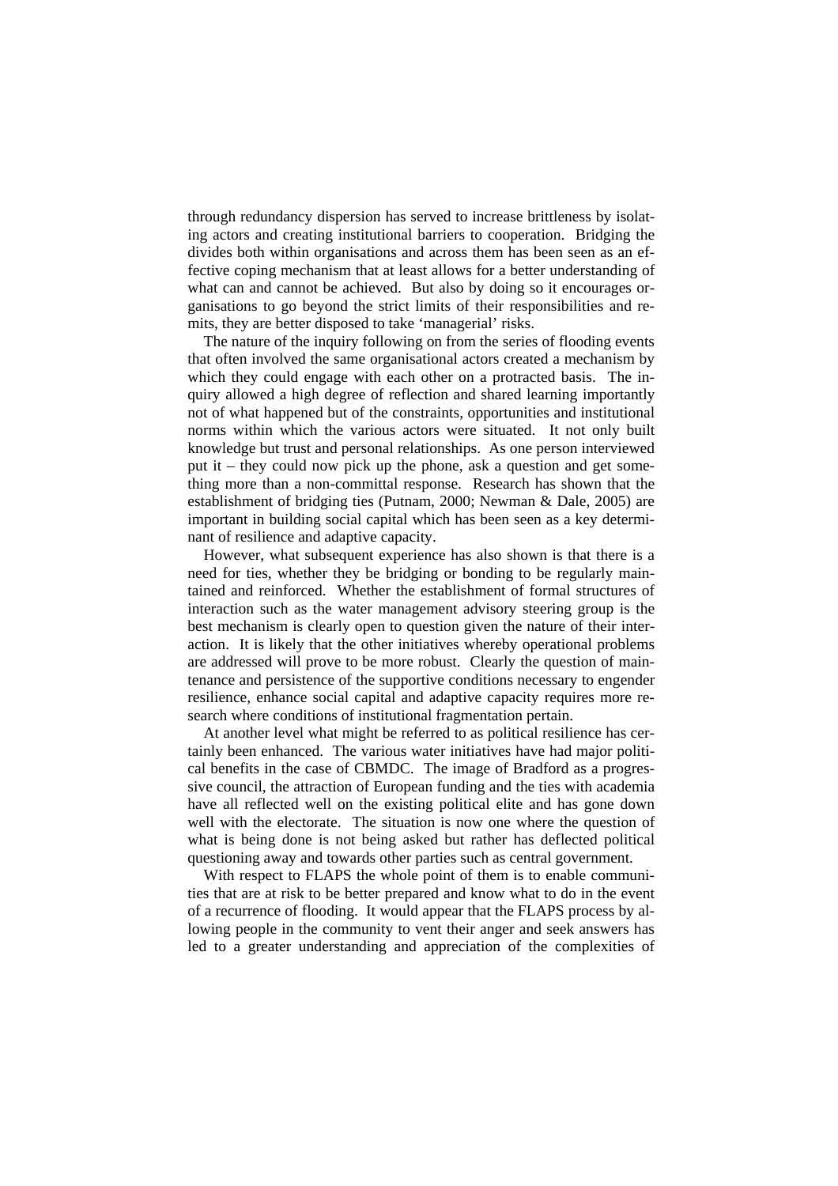through redundancy dispersion has served to increase brittleness by isolating actors and creating institutional barriers to cooperation. Bridging the divides both within organisations and across them has been seen as an effective coping mechanism that at least allows for a better understanding of what can and cannot be achieved. But also by doing so it encourages organisations to go beyond the strict limits of their responsibilities and remits, they are better disposed to take 'managerial' risks.

The nature of the inquiry following on from the series of flooding events that often involved the same organisational actors created a mechanism by which they could engage with each other on a protracted basis. The inquiry allowed a high degree of reflection and shared learning importantly not of what happened but of the constraints, opportunities and institutional norms within which the various actors were situated. It not only built knowledge but trust and personal relationships. As one person interviewed put it – they could now pick up the phone, ask a question and get something more than a non-committal response. Research has shown that the establishment of bridging ties (Putnam, 2000; Newman & Dale, 2005) are important in building social capital which has been seen as a key determinant of resilience and adaptive capacity.

However, what subsequent experience has also shown is that there is a need for ties, whether they be bridging or bonding to be regularly maintained and reinforced. Whether the establishment of formal structures of interaction such as the water management advisory steering group is the best mechanism is clearly open to question given the nature of their interaction. It is likely that the other initiatives whereby operational problems are addressed will prove to be more robust. Clearly the question of maintenance and persistence of the supportive conditions necessary to engender resilience, enhance social capital and adaptive capacity requires more research where conditions of institutional fragmentation pertain.

At another level what might be referred to as political resilience has certainly been enhanced. The various water initiatives have had major political benefits in the case of CBMDC. The image of Bradford as a progressive council, the attraction of European funding and the ties with academia have all reflected well on the existing political elite and has gone down well with the electorate. The situation is now one where the question of what is being done is not being asked but rather has deflected political questioning away and towards other parties such as central government.

With respect to FLAPS the whole point of them is to enable communities that are at risk to be better prepared and know what to do in the event of a recurrence of flooding. It would appear that the FLAPS process by allowing people in the community to vent their anger and seek answers has led to a greater understanding and appreciation of the complexities of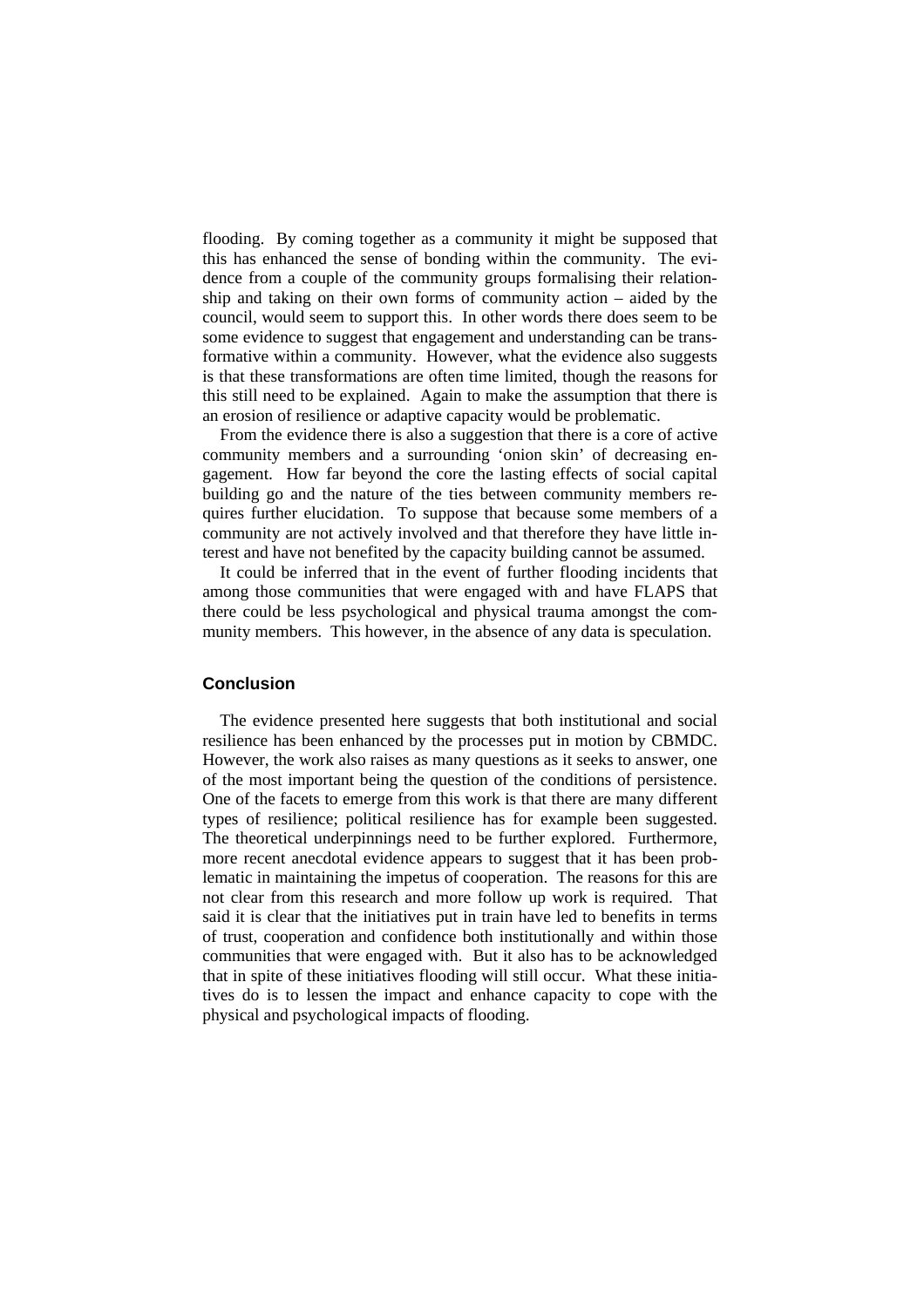flooding. By coming together as a community it might be supposed that this has enhanced the sense of bonding within the community. The evidence from a couple of the community groups formalising their relationship and taking on their own forms of community action – aided by the council, would seem to support this. In other words there does seem to be some evidence to suggest that engagement and understanding can be transformative within a community. However, what the evidence also suggests is that these transformations are often time limited, though the reasons for this still need to be explained. Again to make the assumption that there is an erosion of resilience or adaptive capacity would be problematic.

From the evidence there is also a suggestion that there is a core of active community members and a surrounding 'onion skin' of decreasing engagement. How far beyond the core the lasting effects of social capital building go and the nature of the ties between community members requires further elucidation. To suppose that because some members of a community are not actively involved and that therefore they have little interest and have not benefited by the capacity building cannot be assumed.

It could be inferred that in the event of further flooding incidents that among those communities that were engaged with and have FLAPS that there could be less psychological and physical trauma amongst the community members. This however, in the absence of any data is speculation.

## Conclusion

The evidence presented here suggests that both institutional and social resilience has been enhanced by the processes put in motion by CBMDC. However, the work also raises as many questions as it seeks to answer, one of the most important being the question of the conditions of persistence. One of the facets to emerge from this work is that there are many different types of resilience; political resilience has for example been suggested. The theoretical underpinnings need to be further explored. Furthermore, more recent anecdotal evidence appears to suggest that it has been problematic in maintaining the impetus of cooperation. The reasons for this are not clear from this research and more follow up work is required. That said it is clear that the initiatives put in train have led to benefits in terms of trust, cooperation and confidence both institutionally and within those communities that were engaged with. But it also has to be acknowledged that in spite of these initiatives flooding will still occur. What these initiatives do is to lessen the impact and enhance capacity to cope with the physical and psychological impacts of flooding.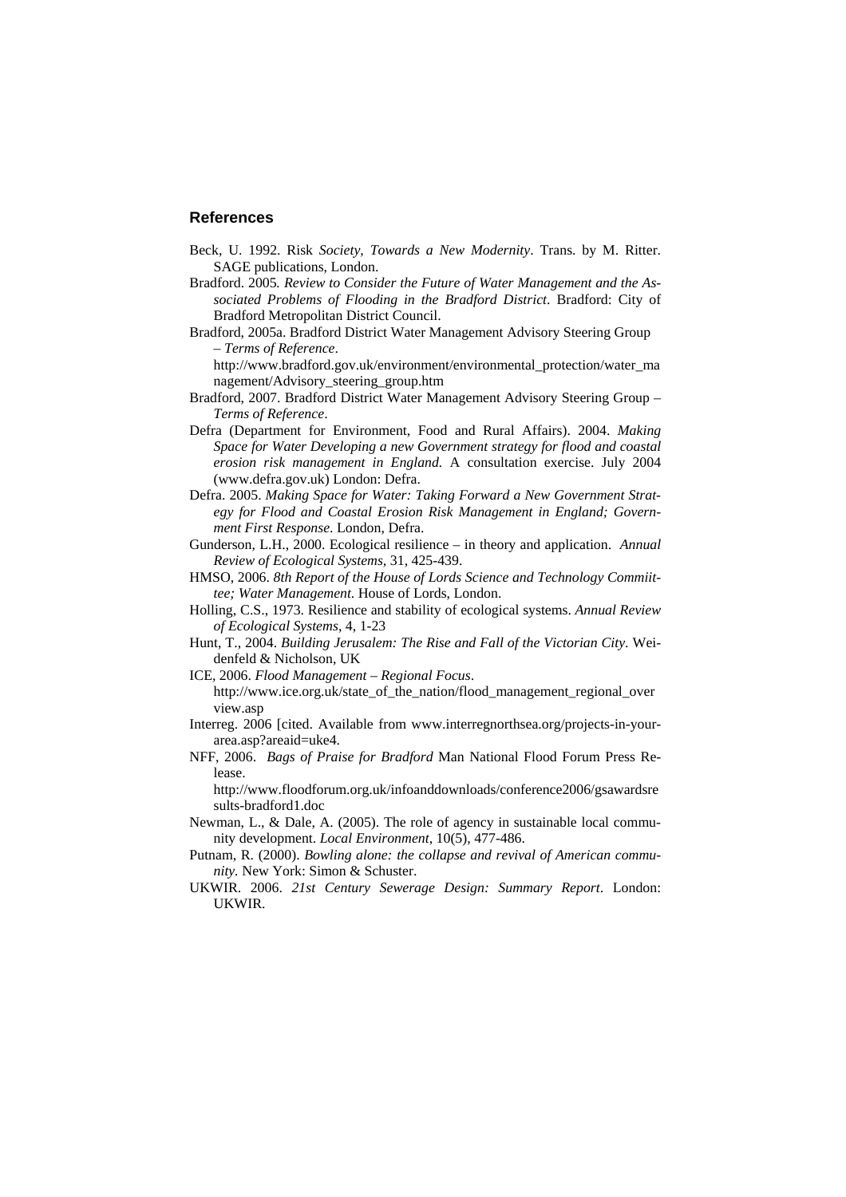## References

Beck, U. 1992. Risk *Society, Towards a New Modernity*. Trans. by M. Ritter. SAGE publications, London.

Bradford. 2005*. Review to Consider the Future of Water Management and the Associated Problems of Flooding in the Bradford District*. Bradford: City of Bradford Metropolitan District Council.

Bradford, 2005a. Bradford District Water Management Advisory Steering Group – *Terms of Reference*. http://www.bradford.gov.uk/environment/environmental_protection/water_management/Advisory_steering_group.htm

Bradford, 2007. Bradford District Water Management Advisory Steering Group – *Terms of Reference*.

Defra (Department for Environment, Food and Rural Affairs). 2004. *Making Space for Water Developing a new Government strategy for flood and coastal erosion risk management in England.* A consultation exercise. July 2004 (www.defra.gov.uk) London: Defra.

Defra. 2005. *Making Space for Water: Taking Forward a New Government Strategy for Flood and Coastal Erosion Risk Management in England; Government First Response*. London, Defra.

Gunderson, L.H., 2000. Ecological resilience – in theory and application. *Annual Review of Ecological Systems*, 31, 425-439.

HMSO, 2006. *8th Report of the House of Lords Science and Technology Commiittee; Water Management*. House of Lords, London.

Holling, C.S., 1973. Resilience and stability of ecological systems. *Annual Review of Ecological Systems*, 4, 1-23

Hunt, T., 2004. *Building Jerusalem: The Rise and Fall of the Victorian City*. Weidenfeld & Nicholson, UK

ICE, 2006. *Flood Management – Regional Focus*. http://www.ice.org.uk/state_of_the_nation/flood_management_regional_overview.asp

Interreg. 2006 [cited. Available from www.interregnorthsea.org/projects-in-your-area.asp?areaid=uke4.

NFF, 2006. *Bags of Praise for Bradford* Man National Flood Forum Press Release. http://www.floodforum.org.uk/infoanddownloads/conference2006/gsawardsresults-bradford1.doc

Newman, L., & Dale, A. (2005). The role of agency in sustainable local community development. *Local Environment*, 10(5), 477-486.

Putnam, R. (2000). *Bowling alone: the collapse and revival of American community.* New York: Simon & Schuster.

UKWIR. 2006. *21st Century Sewerage Design: Summary Report*. London: UKWIR.